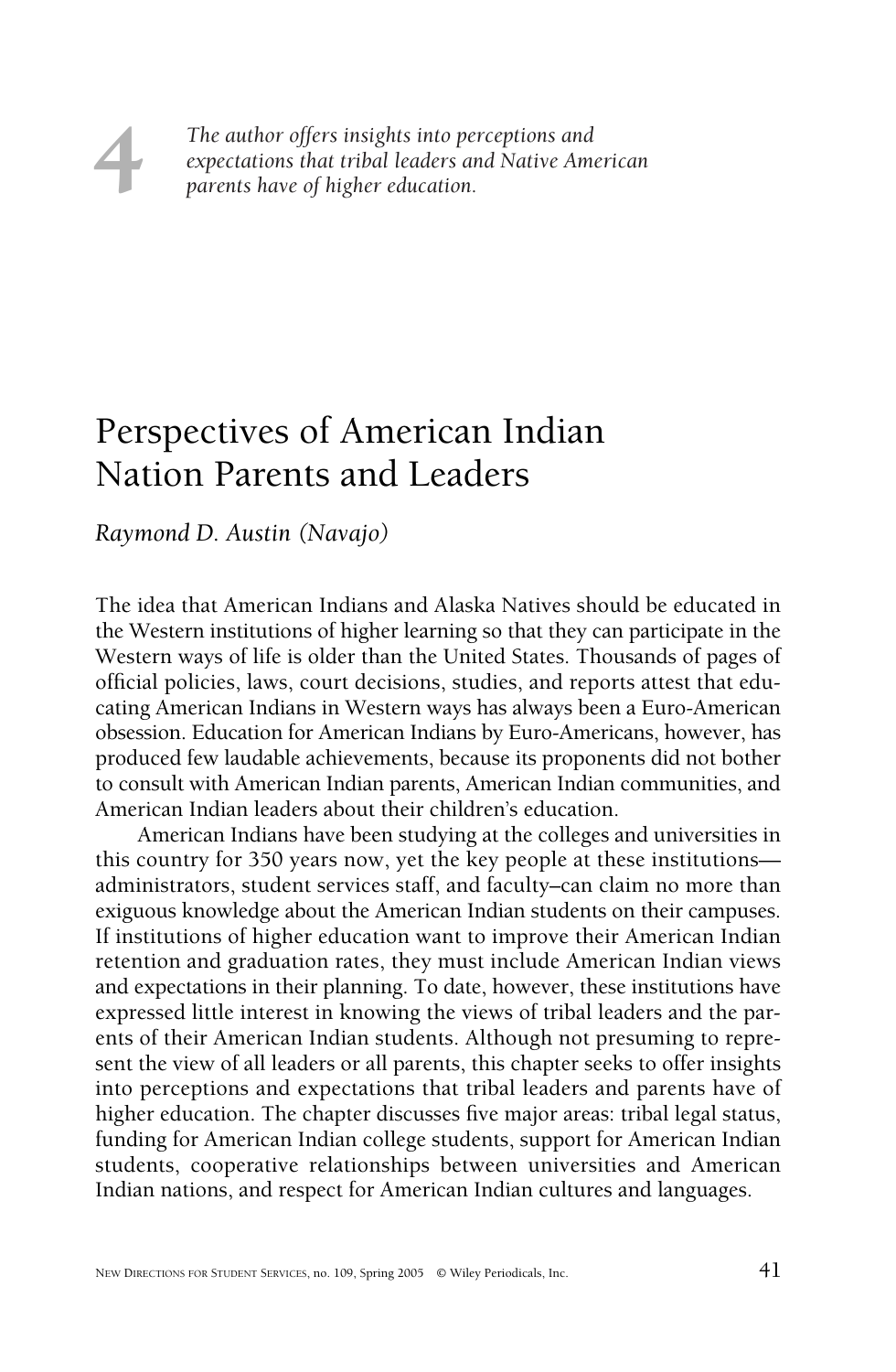4

*The author offers insights into perceptions and expectations that tribal leaders and Native American parents have of higher education.*

# Perspectives of American Indian Nation Parents and Leaders

*Raymond D. Austin (Navajo)*

The idea that American Indians and Alaska Natives should be educated in the Western institutions of higher learning so that they can participate in the Western ways of life is older than the United States. Thousands of pages of official policies, laws, court decisions, studies, and reports attest that educating American Indians in Western ways has always been a Euro-American obsession. Education for American Indians by Euro-Americans, however, has produced few laudable achievements, because its proponents did not bother to consult with American Indian parents, American Indian communities, and American Indian leaders about their children's education.

American Indians have been studying at the colleges and universities in this country for 350 years now, yet the key people at these institutions—administrators, student services staff, and faculty–can claim no more than exiguous knowledge about the American Indian students on their campuses. If institutions of higher education want to improve their American Indian retention and graduation rates, they must include American Indian views and expectations in their planning. To date, however, these institutions have expressed little interest in knowing the views of tribal leaders and the parents of their American Indian students. Although not presuming to represent the view of all leaders or all parents, this chapter seeks to offer insights into perceptions and expectations that tribal leaders and parents have of higher education. The chapter discusses five major areas: tribal legal status, funding for American Indian college students, support for American Indian students, cooperative relationships between universities and American Indian nations, and respect for American Indian cultures and languages.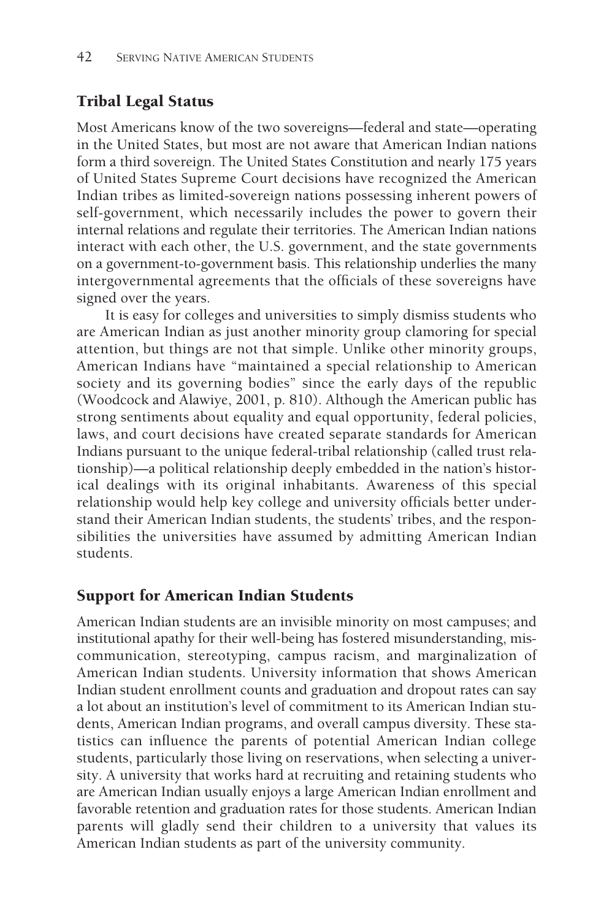## Tribal Legal Status

Most Americans know of the two sovereigns—federal and state—operating in the United States, but most are not aware that American Indian nations form a third sovereign. The United States Constitution and nearly 175 years of United States Supreme Court decisions have recognized the American Indian tribes as limited-sovereign nations possessing inherent powers of self-government, which necessarily includes the power to govern their internal relations and regulate their territories. The American Indian nations interact with each other, the U.S. government, and the state governments on a government-to-government basis. This relationship underlies the many intergovernmental agreements that the officials of these sovereigns have signed over the years.

It is easy for colleges and universities to simply dismiss students who are American Indian as just another minority group clamoring for special attention, but things are not that simple. Unlike other minority groups, American Indians have "maintained a special relationship to American society and its governing bodies" since the early days of the republic (Woodcock and Alawiye, 2001, p. 810). Although the American public has strong sentiments about equality and equal opportunity, federal policies, laws, and court decisions have created separate standards for American Indians pursuant to the unique federal-tribal relationship (called trust relationship)—a political relationship deeply embedded in the nation's historical dealings with its original inhabitants. Awareness of this special relationship would help key college and university officials better understand their American Indian students, the students' tribes, and the responsibilities the universities have assumed by admitting American Indian students.

## Support for American Indian Students

American Indian students are an invisible minority on most campuses; and institutional apathy for their well-being has fostered misunderstanding, miscommunication, stereotyping, campus racism, and marginalization of American Indian students. University information that shows American Indian student enrollment counts and graduation and dropout rates can say a lot about an institution's level of commitment to its American Indian students, American Indian programs, and overall campus diversity. These statistics can influence the parents of potential American Indian college students, particularly those living on reservations, when selecting a university. A university that works hard at recruiting and retaining students who are American Indian usually enjoys a large American Indian enrollment and favorable retention and graduation rates for those students. American Indian parents will gladly send their children to a university that values its American Indian students as part of the university community.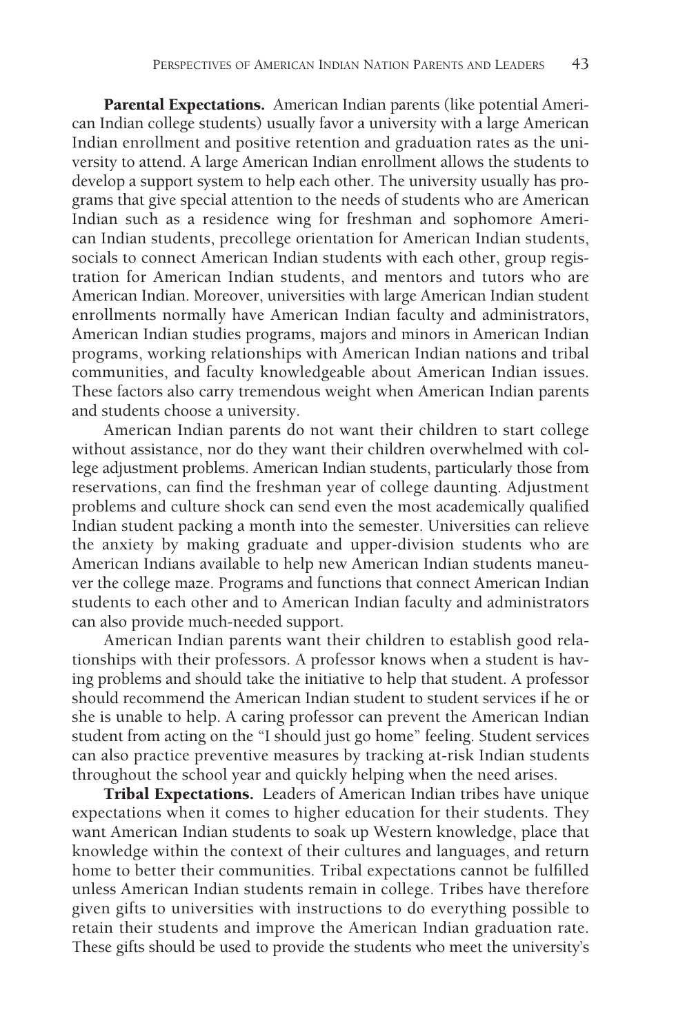**Parental Expectations.** American Indian parents (like potential American Indian college students) usually favor a university with a large American Indian enrollment and positive retention and graduation rates as the university to attend. A large American Indian enrollment allows the students to develop a support system to help each other. The university usually has programs that give special attention to the needs of students who are American Indian such as a residence wing for freshman and sophomore American Indian students, precollege orientation for American Indian students, socials to connect American Indian students with each other, group registration for American Indian students, and mentors and tutors who are American Indian. Moreover, universities with large American Indian student enrollments normally have American Indian faculty and administrators, American Indian studies programs, majors and minors in American Indian programs, working relationships with American Indian nations and tribal communities, and faculty knowledgeable about American Indian issues. These factors also carry tremendous weight when American Indian parents and students choose a university.

American Indian parents do not want their children to start college without assistance, nor do they want their children overwhelmed with college adjustment problems. American Indian students, particularly those from reservations, can find the freshman year of college daunting. Adjustment problems and culture shock can send even the most academically qualified Indian student packing a month into the semester. Universities can relieve the anxiety by making graduate and upper-division students who are American Indians available to help new American Indian students maneuver the college maze. Programs and functions that connect American Indian students to each other and to American Indian faculty and administrators can also provide much-needed support.

American Indian parents want their children to establish good relationships with their professors. A professor knows when a student is having problems and should take the initiative to help that student. A professor should recommend the American Indian student to student services if he or she is unable to help. A caring professor can prevent the American Indian student from acting on the "I should just go home" feeling. Student services can also practice preventive measures by tracking at-risk Indian students throughout the school year and quickly helping when the need arises.

**Tribal Expectations.** Leaders of American Indian tribes have unique expectations when it comes to higher education for their students. They want American Indian students to soak up Western knowledge, place that knowledge within the context of their cultures and languages, and return home to better their communities. Tribal expectations cannot be fulfilled unless American Indian students remain in college. Tribes have therefore given gifts to universities with instructions to do everything possible to retain their students and improve the American Indian graduation rate. These gifts should be used to provide the students who meet the university's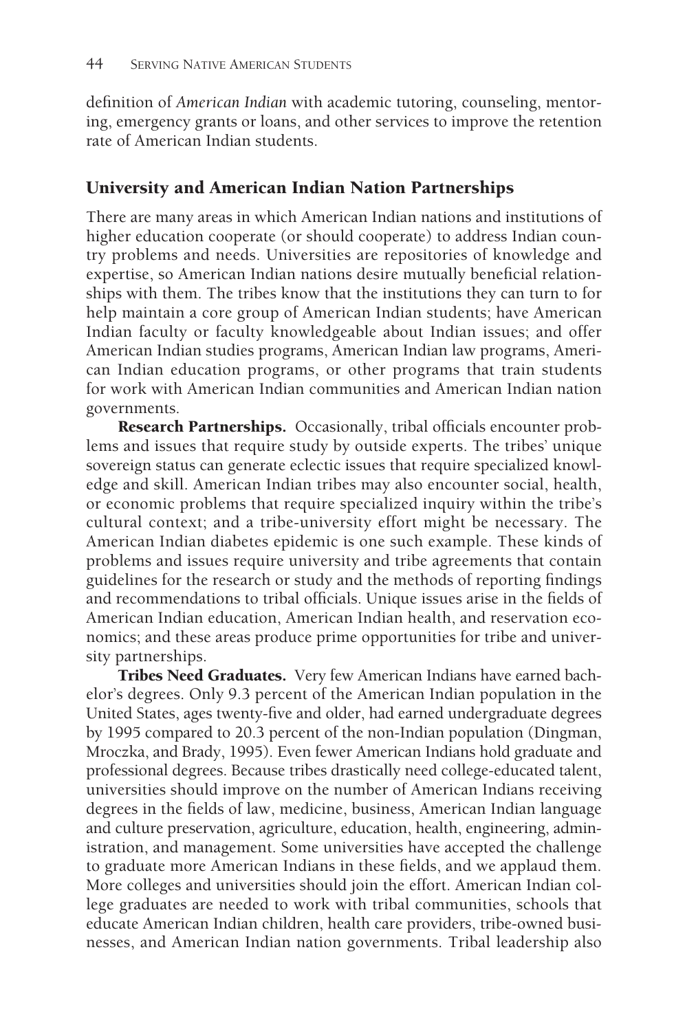definition of *American Indian* with academic tutoring, counseling, mentoring, emergency grants or loans, and other services to improve the retention rate of American Indian students.

## University and American Indian Nation Partnerships

There are many areas in which American Indian nations and institutions of higher education cooperate (or should cooperate) to address Indian country problems and needs. Universities are repositories of knowledge and expertise, so American Indian nations desire mutually beneficial relationships with them. The tribes know that the institutions they can turn to for help maintain a core group of American Indian students; have American Indian faculty or faculty knowledgeable about Indian issues; and offer American Indian studies programs, American Indian law programs, American Indian education programs, or other programs that train students for work with American Indian communities and American Indian nation governments.

**Research Partnerships.** Occasionally, tribal officials encounter problems and issues that require study by outside experts. The tribes' unique sovereign status can generate eclectic issues that require specialized knowledge and skill. American Indian tribes may also encounter social, health, or economic problems that require specialized inquiry within the tribe's cultural context; and a tribe-university effort might be necessary. The American Indian diabetes epidemic is one such example. These kinds of problems and issues require university and tribe agreements that contain guidelines for the research or study and the methods of reporting findings and recommendations to tribal officials. Unique issues arise in the fields of American Indian education, American Indian health, and reservation economics; and these areas produce prime opportunities for tribe and university partnerships.

**Tribes Need Graduates.** Very few American Indians have earned bachelor's degrees. Only 9.3 percent of the American Indian population in the United States, ages twenty-five and older, had earned undergraduate degrees by 1995 compared to 20.3 percent of the non-Indian population (Dingman, Mroczka, and Brady, 1995). Even fewer American Indians hold graduate and professional degrees. Because tribes drastically need college-educated talent, universities should improve on the number of American Indians receiving degrees in the fields of law, medicine, business, American Indian language and culture preservation, agriculture, education, health, engineering, administration, and management. Some universities have accepted the challenge to graduate more American Indians in these fields, and we applaud them. More colleges and universities should join the effort. American Indian college graduates are needed to work with tribal communities, schools that educate American Indian children, health care providers, tribe-owned businesses, and American Indian nation governments. Tribal leadership also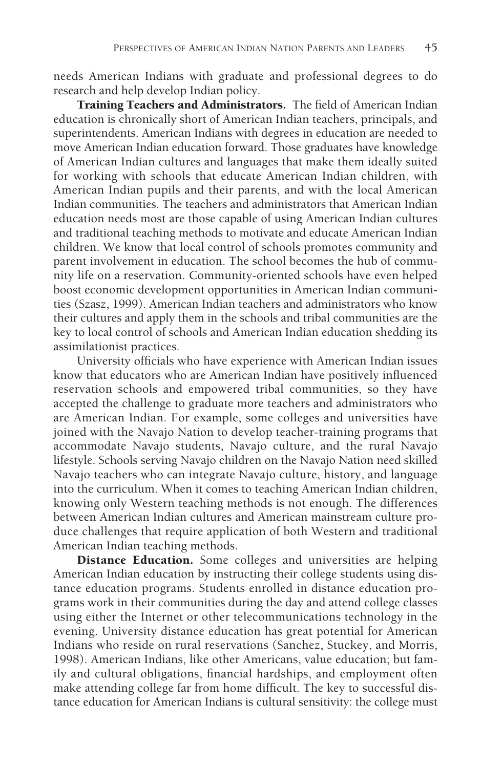needs American Indians with graduate and professional degrees to do research and help develop Indian policy.

**Training Teachers and Administrators.** The field of American Indian education is chronically short of American Indian teachers, principals, and superintendents. American Indians with degrees in education are needed to move American Indian education forward. Those graduates have knowledge of American Indian cultures and languages that make them ideally suited for working with schools that educate American Indian children, with American Indian pupils and their parents, and with the local American Indian communities. The teachers and administrators that American Indian education needs most are those capable of using American Indian cultures and traditional teaching methods to motivate and educate American Indian children. We know that local control of schools promotes community and parent involvement in education. The school becomes the hub of community life on a reservation. Community-oriented schools have even helped boost economic development opportunities in American Indian communities (Szasz, 1999). American Indian teachers and administrators who know their cultures and apply them in the schools and tribal communities are the key to local control of schools and American Indian education shedding its assimilationist practices.

University officials who have experience with American Indian issues know that educators who are American Indian have positively influenced reservation schools and empowered tribal communities, so they have accepted the challenge to graduate more teachers and administrators who are American Indian. For example, some colleges and universities have joined with the Navajo Nation to develop teacher-training programs that accommodate Navajo students, Navajo culture, and the rural Navajo lifestyle. Schools serving Navajo children on the Navajo Nation need skilled Navajo teachers who can integrate Navajo culture, history, and language into the curriculum. When it comes to teaching American Indian children, knowing only Western teaching methods is not enough. The differences between American Indian cultures and American mainstream culture produce challenges that require application of both Western and traditional American Indian teaching methods.

**Distance Education.** Some colleges and universities are helping American Indian education by instructing their college students using distance education programs. Students enrolled in distance education programs work in their communities during the day and attend college classes using either the Internet or other telecommunications technology in the evening. University distance education has great potential for American Indians who reside on rural reservations (Sanchez, Stuckey, and Morris, 1998). American Indians, like other Americans, value education; but family and cultural obligations, financial hardships, and employment often make attending college far from home difficult. The key to successful distance education for American Indians is cultural sensitivity: the college must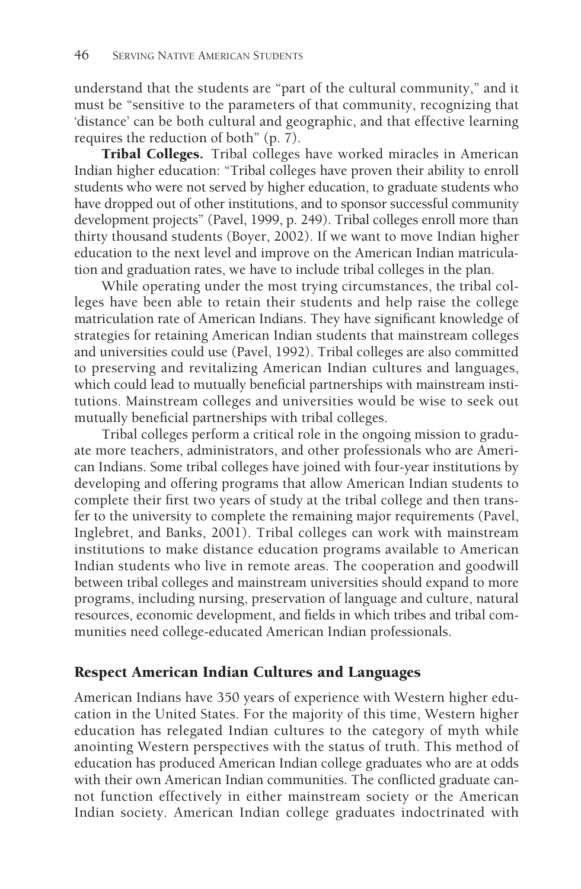understand that the students are "part of the cultural community," and it must be "sensitive to the parameters of that community, recognizing that 'distance' can be both cultural and geographic, and that effective learning requires the reduction of both" (p. 7).

**Tribal Colleges.** Tribal colleges have worked miracles in American Indian higher education: "Tribal colleges have proven their ability to enroll students who were not served by higher education, to graduate students who have dropped out of other institutions, and to sponsor successful community development projects" (Pavel, 1999, p. 249). Tribal colleges enroll more than thirty thousand students (Boyer, 2002). If we want to move Indian higher education to the next level and improve on the American Indian matriculation and graduation rates, we have to include tribal colleges in the plan.

While operating under the most trying circumstances, the tribal colleges have been able to retain their students and help raise the college matriculation rate of American Indians. They have significant knowledge of strategies for retaining American Indian students that mainstream colleges and universities could use (Pavel, 1992). Tribal colleges are also committed to preserving and revitalizing American Indian cultures and languages, which could lead to mutually beneficial partnerships with mainstream institutions. Mainstream colleges and universities would be wise to seek out mutually beneficial partnerships with tribal colleges.

Tribal colleges perform a critical role in the ongoing mission to graduate more teachers, administrators, and other professionals who are American Indians. Some tribal colleges have joined with four-year institutions by developing and offering programs that allow American Indian students to complete their first two years of study at the tribal college and then transfer to the university to complete the remaining major requirements (Pavel, Inglebret, and Banks, 2001). Tribal colleges can work with mainstream institutions to make distance education programs available to American Indian students who live in remote areas. The cooperation and goodwill between tribal colleges and mainstream universities should expand to more programs, including nursing, preservation of language and culture, natural resources, economic development, and fields in which tribes and tribal communities need college-educated American Indian professionals.

## Respect American Indian Cultures and Languages

American Indians have 350 years of experience with Western higher education in the United States. For the majority of this time, Western higher education has relegated Indian cultures to the category of myth while anointing Western perspectives with the status of truth. This method of education has produced American Indian college graduates who are at odds with their own American Indian communities. The conflicted graduate cannot function effectively in either mainstream society or the American Indian society. American Indian college graduates indoctrinated with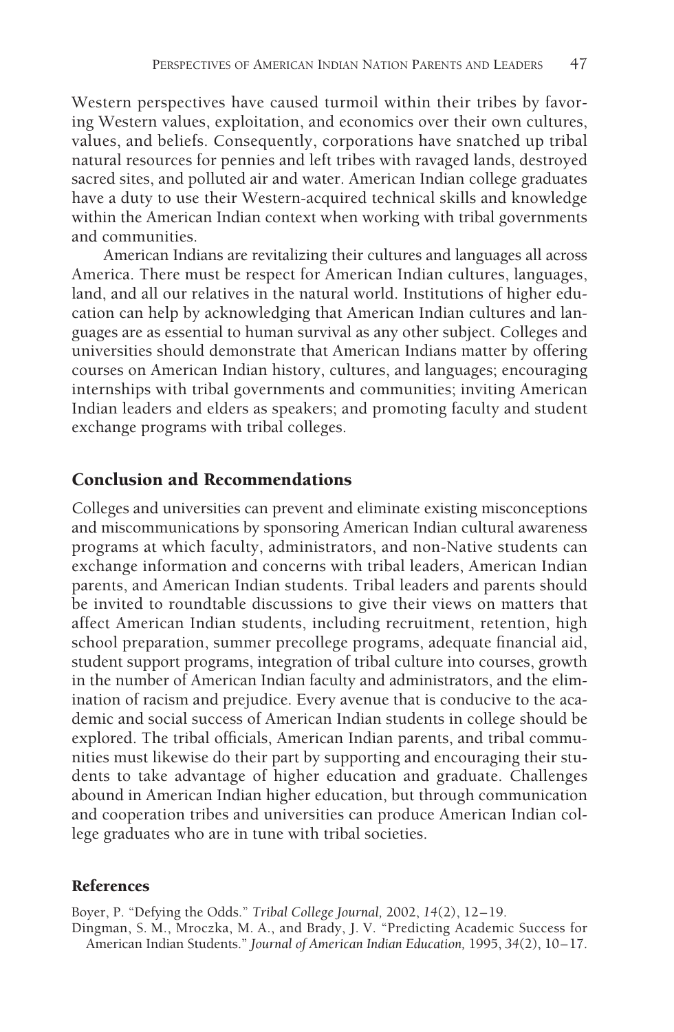Western perspectives have caused turmoil within their tribes by favoring Western values, exploitation, and economics over their own cultures, values, and beliefs. Consequently, corporations have snatched up tribal natural resources for pennies and left tribes with ravaged lands, destroyed sacred sites, and polluted air and water. American Indian college graduates have a duty to use their Western-acquired technical skills and knowledge within the American Indian context when working with tribal governments and communities.

American Indians are revitalizing their cultures and languages all across America. There must be respect for American Indian cultures, languages, land, and all our relatives in the natural world. Institutions of higher education can help by acknowledging that American Indian cultures and languages are as essential to human survival as any other subject. Colleges and universities should demonstrate that American Indians matter by offering courses on American Indian history, cultures, and languages; encouraging internships with tribal governments and communities; inviting American Indian leaders and elders as speakers; and promoting faculty and student exchange programs with tribal colleges.

## Conclusion and Recommendations

Colleges and universities can prevent and eliminate existing misconceptions and miscommunications by sponsoring American Indian cultural awareness programs at which faculty, administrators, and non-Native students can exchange information and concerns with tribal leaders, American Indian parents, and American Indian students. Tribal leaders and parents should be invited to roundtable discussions to give their views on matters that affect American Indian students, including recruitment, retention, high school preparation, summer precollege programs, adequate financial aid, student support programs, integration of tribal culture into courses, growth in the number of American Indian faculty and administrators, and the elimination of racism and prejudice. Every avenue that is conducive to the academic and social success of American Indian students in college should be explored. The tribal officials, American Indian parents, and tribal communities must likewise do their part by supporting and encouraging their students to take advantage of higher education and graduate. Challenges abound in American Indian higher education, but through communication and cooperation tribes and universities can produce American Indian college graduates who are in tune with tribal societies.

### References

Boyer, P. "Defying the Odds." *Tribal College Journal,* 2002, *14*(2), 12–19.

Dingman, S. M., Mroczka, M. A., and Brady, J. V. "Predicting Academic Success for American Indian Students." *Journal of American Indian Education,* 1995, *34*(2), 10–17.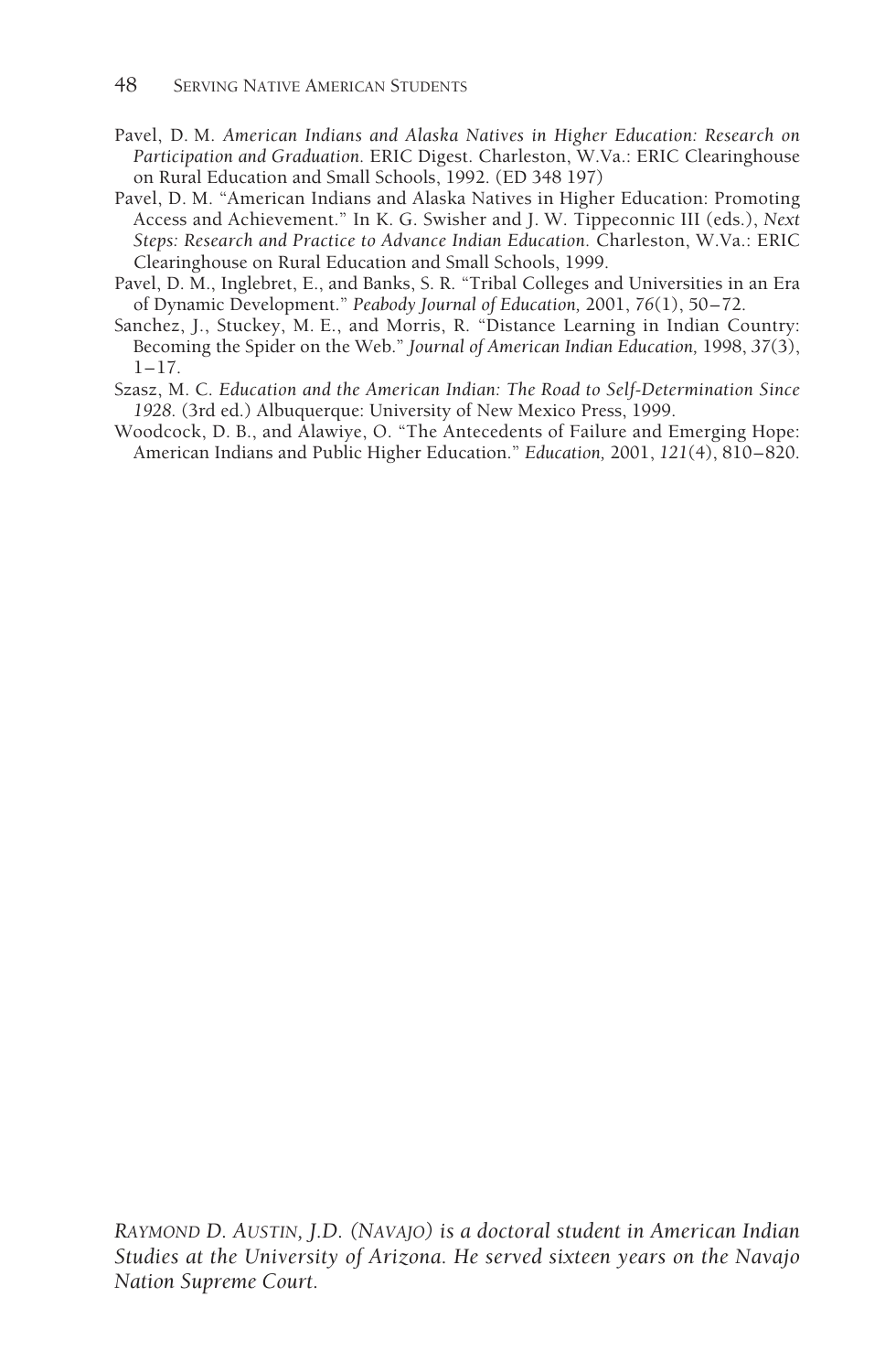Pavel, D. M. *American Indians and Alaska Natives in Higher Education: Research on Participation and Graduation.* ERIC Digest. Charleston, W.Va.: ERIC Clearinghouse on Rural Education and Small Schools, 1992. (ED 348 197)

Pavel, D. M. "American Indians and Alaska Natives in Higher Education: Promoting Access and Achievement." In K. G. Swisher and J. W. Tippeconnic III (eds.), *Next Steps: Research and Practice to Advance Indian Education.* Charleston, W.Va.: ERIC Clearinghouse on Rural Education and Small Schools, 1999.

Pavel, D. M., Inglebret, E., and Banks, S. R. "Tribal Colleges and Universities in an Era of Dynamic Development." *Peabody Journal of Education,* 2001, *76*(1), 50–72.

Sanchez, J., Stuckey, M. E., and Morris, R. "Distance Learning in Indian Country: Becoming the Spider on the Web." *Journal of American Indian Education,* 1998, *37*(3), 1–17.

Szasz, M. C. *Education and the American Indian: The Road to Self-Determination Since 1928.* (3rd ed.) Albuquerque: University of New Mexico Press, 1999.

Woodcock, D. B., and Alawiye, O. "The Antecedents of Failure and Emerging Hope: American Indians and Public Higher Education." *Education,* 2001, *121*(4), 810–820.

*RAYMOND D. AUSTIN, J.D. (NAVAJO) is a doctoral student in American Indian Studies at the University of Arizona. He served sixteen years on the Navajo Nation Supreme Court.*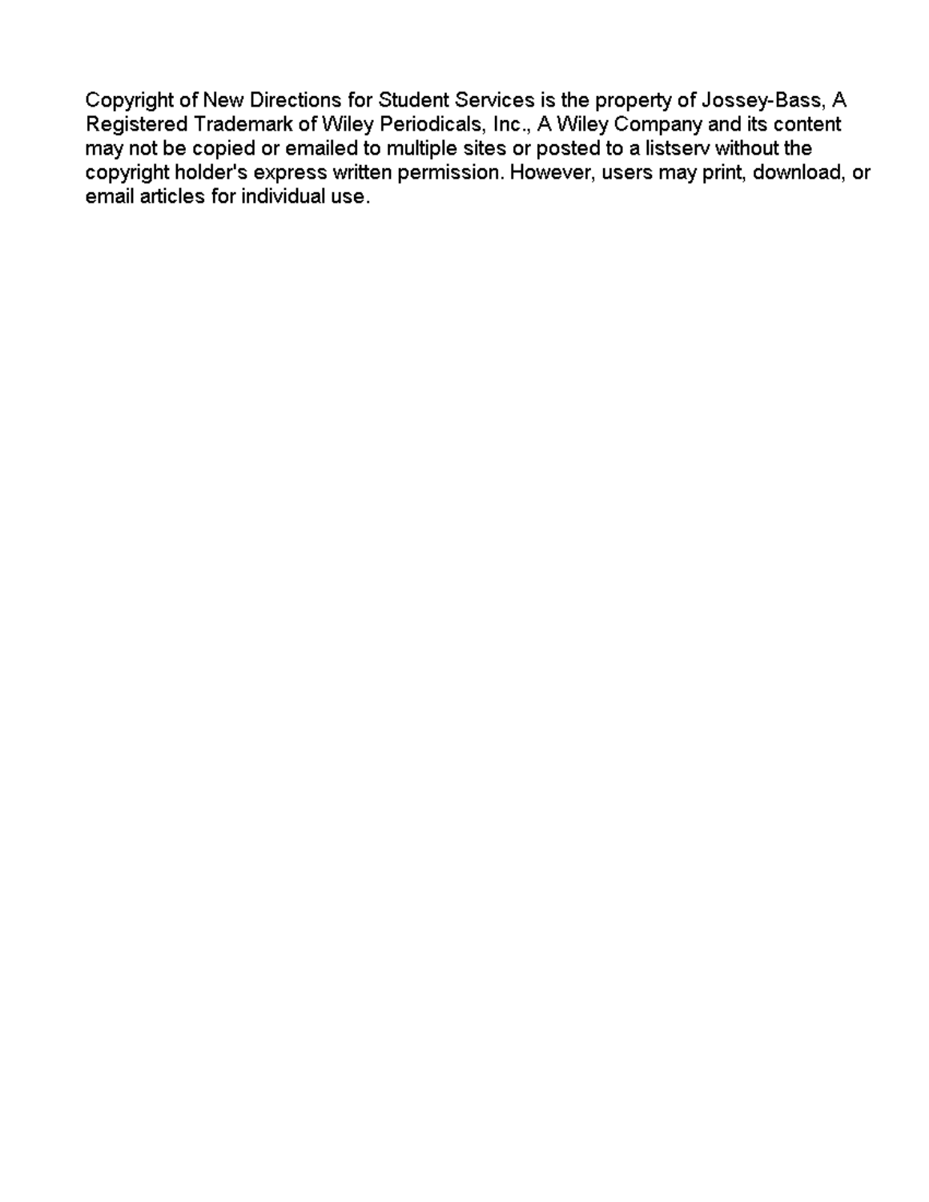Copyright of New Directions for Student Services is the property of Jossey-Bass, A Registered Trademark of Wiley Periodicals, Inc., A Wiley Company and its content may not be copied or emailed to multiple sites or posted to a listserv without the copyright holder's express written permission. However, users may print, download, or email articles for individual use.